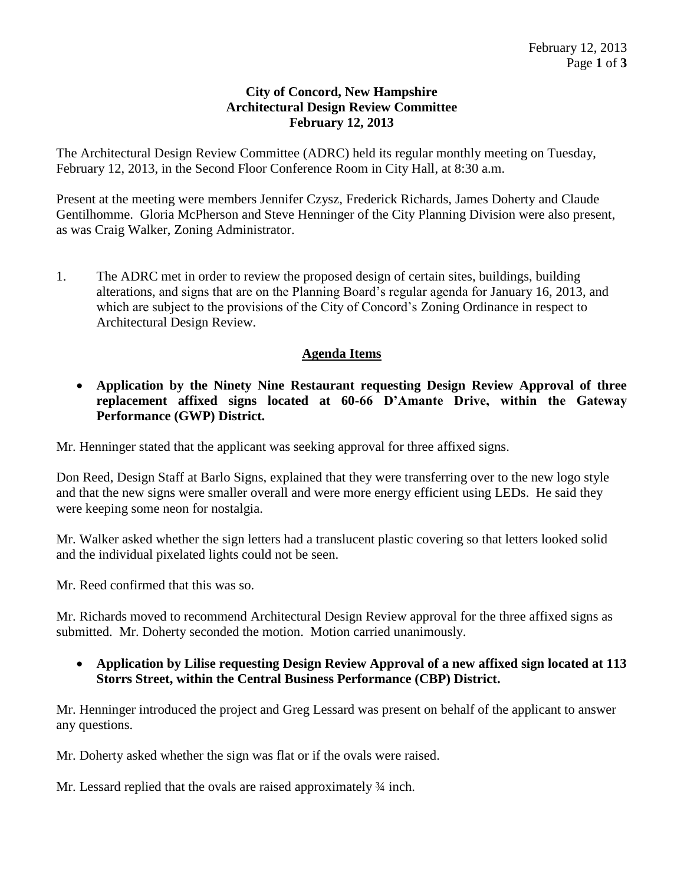**City of Concord, New Hampshire**
**Architectural Design Review Committee**
**February 12, 2013**

The Architectural Design Review Committee (ADRC) held its regular monthly meeting on Tuesday, February 12, 2013, in the Second Floor Conference Room in City Hall, at 8:30 a.m.

Present at the meeting were members Jennifer Czysz, Frederick Richards, James Doherty and Claude Gentilhomme. Gloria McPherson and Steve Henninger of the City Planning Division were also present, as was Craig Walker, Zoning Administrator.

1. The ADRC met in order to review the proposed design of certain sites, buildings, building alterations, and signs that are on the Planning Board's regular agenda for January 16, 2013, and which are subject to the provisions of the City of Concord's Zoning Ordinance in respect to Architectural Design Review.

## Agenda Items

- **Application by the Ninety Nine Restaurant requesting Design Review Approval of three replacement affixed signs located at 60-66 D'Amante Drive, within the Gateway Performance (GWP) District.**

Mr. Henninger stated that the applicant was seeking approval for three affixed signs.

Don Reed, Design Staff at Barlo Signs, explained that they were transferring over to the new logo style and that the new signs were smaller overall and were more energy efficient using LEDs. He said they were keeping some neon for nostalgia.

Mr. Walker asked whether the sign letters had a translucent plastic covering so that letters looked solid and the individual pixelated lights could not be seen.

Mr. Reed confirmed that this was so.

Mr. Richards moved to recommend Architectural Design Review approval for the three affixed signs as submitted. Mr. Doherty seconded the motion. Motion carried unanimously.

- **Application by Lilise requesting Design Review Approval of a new affixed sign located at 113 Storrs Street, within the Central Business Performance (CBP) District.**

Mr. Henninger introduced the project and Greg Lessard was present on behalf of the applicant to answer any questions.

Mr. Doherty asked whether the sign was flat or if the ovals were raised.

Mr. Lessard replied that the ovals are raised approximately ¾ inch.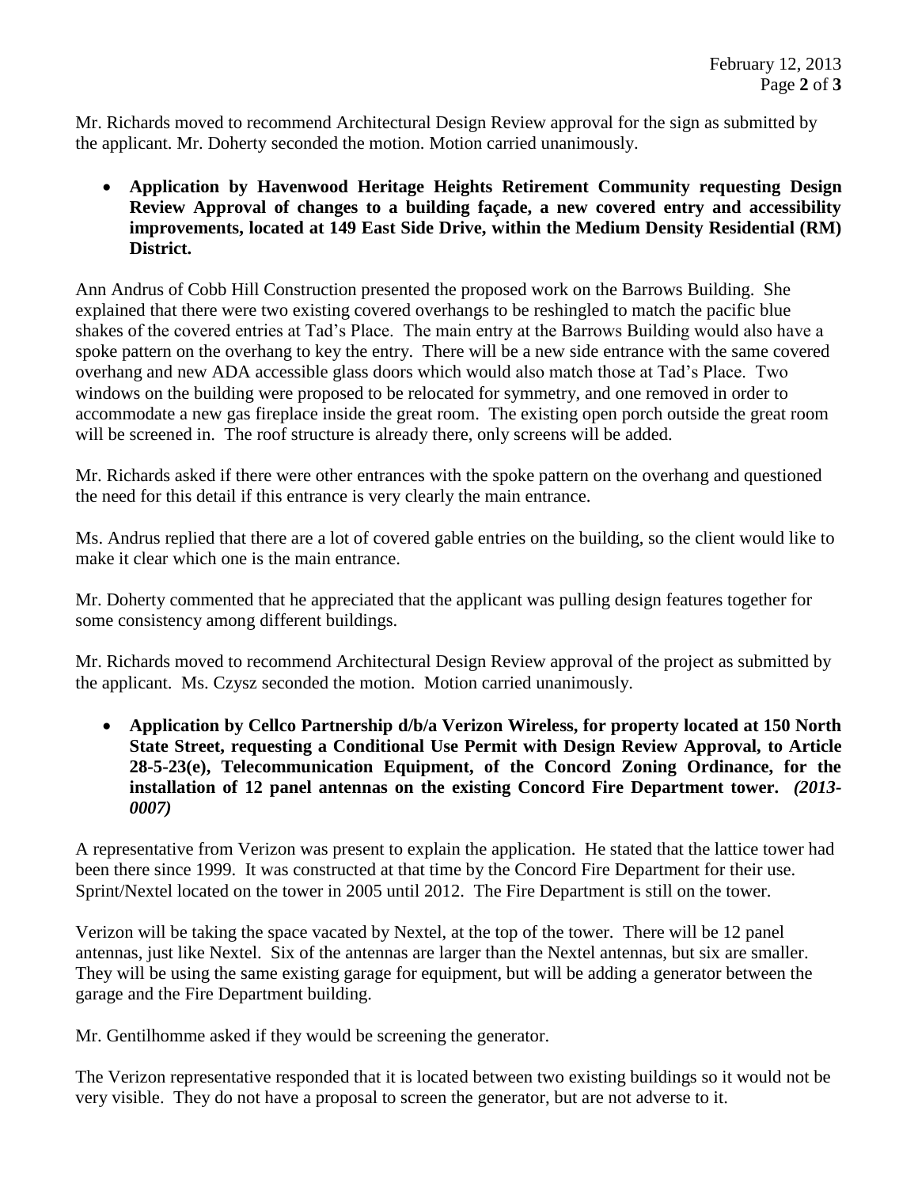Mr. Richards moved to recommend Architectural Design Review approval for the sign as submitted by the applicant. Mr. Doherty seconded the motion. Motion carried unanimously.

- **Application by Havenwood Heritage Heights Retirement Community requesting Design Review Approval of changes to a building façade, a new covered entry and accessibility improvements, located at 149 East Side Drive, within the Medium Density Residential (RM) District.**

Ann Andrus of Cobb Hill Construction presented the proposed work on the Barrows Building. She explained that there were two existing covered overhangs to be reshingled to match the pacific blue shakes of the covered entries at Tad's Place. The main entry at the Barrows Building would also have a spoke pattern on the overhang to key the entry. There will be a new side entrance with the same covered overhang and new ADA accessible glass doors which would also match those at Tad's Place. Two windows on the building were proposed to be relocated for symmetry, and one removed in order to accommodate a new gas fireplace inside the great room. The existing open porch outside the great room will be screened in. The roof structure is already there, only screens will be added.

Mr. Richards asked if there were other entrances with the spoke pattern on the overhang and questioned the need for this detail if this entrance is very clearly the main entrance.

Ms. Andrus replied that there are a lot of covered gable entries on the building, so the client would like to make it clear which one is the main entrance.

Mr. Doherty commented that he appreciated that the applicant was pulling design features together for some consistency among different buildings.

Mr. Richards moved to recommend Architectural Design Review approval of the project as submitted by the applicant. Ms. Czysz seconded the motion. Motion carried unanimously.

- **Application by Cellco Partnership d/b/a Verizon Wireless, for property located at 150 North State Street, requesting a Conditional Use Permit with Design Review Approval, to Article 28-5-23(e), Telecommunication Equipment, of the Concord Zoning Ordinance, for the installation of 12 panel antennas on the existing Concord Fire Department tower.** ***(2013-0007)***

A representative from Verizon was present to explain the application. He stated that the lattice tower had been there since 1999. It was constructed at that time by the Concord Fire Department for their use. Sprint/Nextel located on the tower in 2005 until 2012. The Fire Department is still on the tower.

Verizon will be taking the space vacated by Nextel, at the top of the tower. There will be 12 panel antennas, just like Nextel. Six of the antennas are larger than the Nextel antennas, but six are smaller. They will be using the same existing garage for equipment, but will be adding a generator between the garage and the Fire Department building.

Mr. Gentilhomme asked if they would be screening the generator.

The Verizon representative responded that it is located between two existing buildings so it would not be very visible. They do not have a proposal to screen the generator, but are not adverse to it.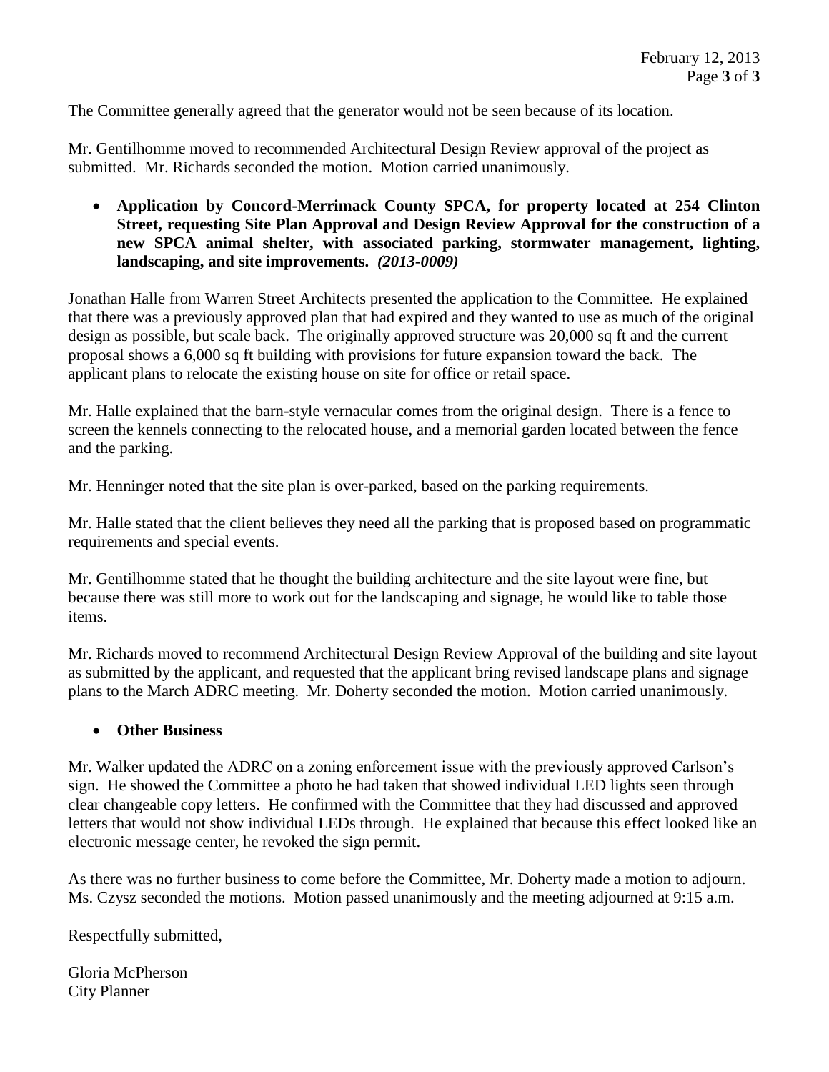The Committee generally agreed that the generator would not be seen because of its location.

Mr. Gentilhomme moved to recommended Architectural Design Review approval of the project as submitted. Mr. Richards seconded the motion. Motion carried unanimously.

- **Application by Concord-Merrimack County SPCA, for property located at 254 Clinton Street, requesting Site Plan Approval and Design Review Approval for the construction of a new SPCA animal shelter, with associated parking, stormwater management, lighting, landscaping, and site improvements.** ***(2013-0009)***

Jonathan Halle from Warren Street Architects presented the application to the Committee. He explained that there was a previously approved plan that had expired and they wanted to use as much of the original design as possible, but scale back. The originally approved structure was 20,000 sq ft and the current proposal shows a 6,000 sq ft building with provisions for future expansion toward the back. The applicant plans to relocate the existing house on site for office or retail space.

Mr. Halle explained that the barn-style vernacular comes from the original design. There is a fence to screen the kennels connecting to the relocated house, and a memorial garden located between the fence and the parking.

Mr. Henninger noted that the site plan is over-parked, based on the parking requirements.

Mr. Halle stated that the client believes they need all the parking that is proposed based on programmatic requirements and special events.

Mr. Gentilhomme stated that he thought the building architecture and the site layout were fine, but because there was still more to work out for the landscaping and signage, he would like to table those items.

Mr. Richards moved to recommend Architectural Design Review Approval of the building and site layout as submitted by the applicant, and requested that the applicant bring revised landscape plans and signage plans to the March ADRC meeting. Mr. Doherty seconded the motion. Motion carried unanimously.

- **Other Business**

Mr. Walker updated the ADRC on a zoning enforcement issue with the previously approved Carlson's sign. He showed the Committee a photo he had taken that showed individual LED lights seen through clear changeable copy letters. He confirmed with the Committee that they had discussed and approved letters that would not show individual LEDs through. He explained that because this effect looked like an electronic message center, he revoked the sign permit.

As there was no further business to come before the Committee, Mr. Doherty made a motion to adjourn. Ms. Czysz seconded the motions. Motion passed unanimously and the meeting adjourned at 9:15 a.m.

Respectfully submitted,

Gloria McPherson
City Planner